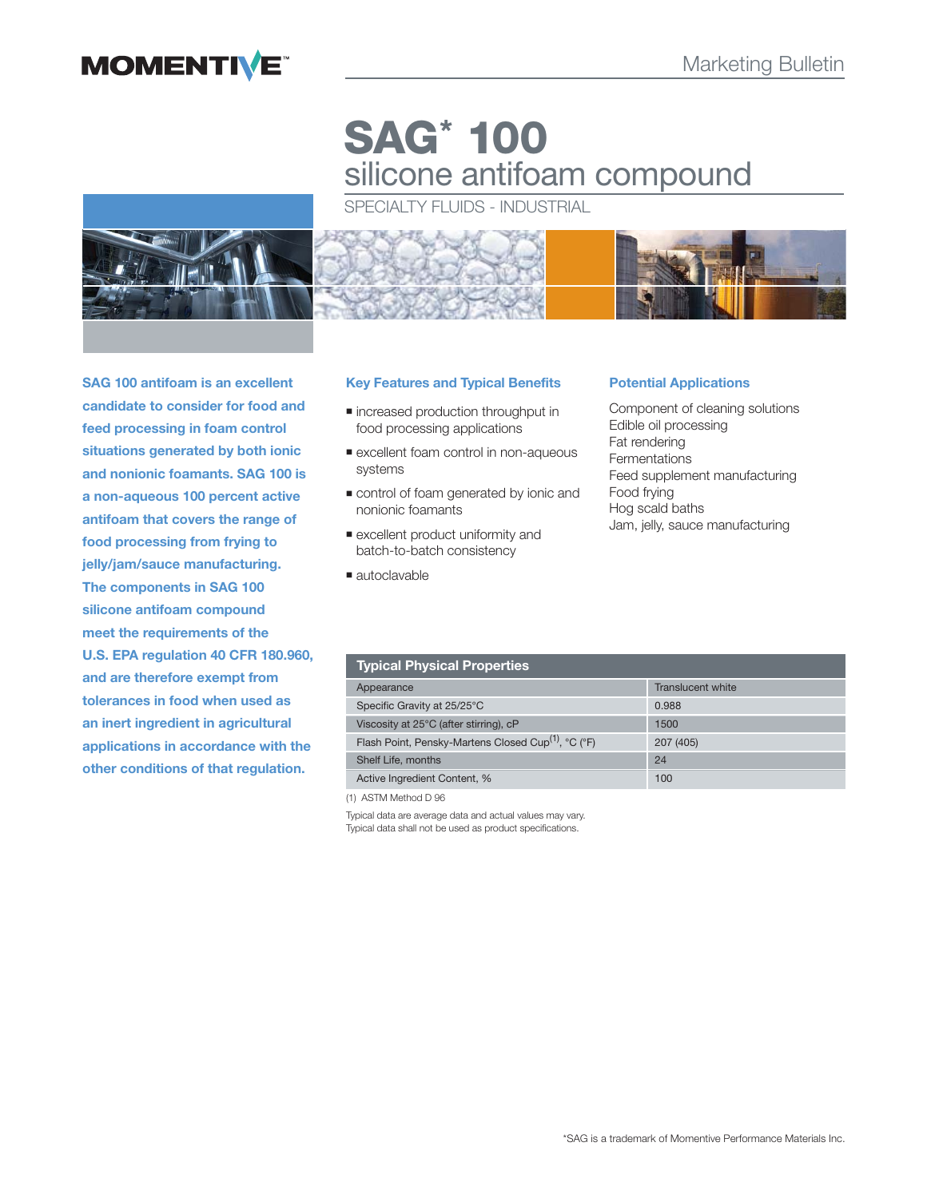Marketing Bulletin

# SAG* 100

## silicone antifoam compound

SPECIALTY FLUIDS - INDUSTRIAL

**SAG 100 antifoam is an excellent candidate to consider for food and feed processing in foam control situations generated by both ionic and nonionic foamants. SAG 100 is a non-aqueous 100 percent active antifoam that covers the range of food processing from frying to jelly/jam/sauce manufacturing. The components in SAG 100 silicone antifoam compound meet the requirements of the U.S. EPA regulation 40 CFR 180.960, and are therefore exempt from tolerances in food when used as an inert ingredient in agricultural applications in accordance with the other conditions of that regulation.**

### Key Features and Typical Benefits

- increased production throughput in food processing applications
- excellent foam control in non-aqueous systems
- control of foam generated by ionic and nonionic foamants
- excellent product uniformity and batch-to-batch consistency
- autoclavable

### Potential Applications

Component of cleaning solutions
Edible oil processing
Fat rendering
Fermentations
Feed supplement manufacturing
Food frying
Hog scald baths
Jam, jelly, sauce manufacturing

| Typical Physical Properties | |
|---|---|
| Appearance | Translucent white |
| Specific Gravity at 25/25°C | 0.988 |
| Viscosity at 25°C (after stirring), cP | 1500 |
| Flash Point, Pensky-Martens Closed Cup[1], °C (°F) | 207 (405) |
| Shelf Life, months | 24 |
| Active Ingredient Content, % | 100 |

(1) ASTM Method D 96

Typical data are average data and actual values may vary.
Typical data shall not be used as product specifications.

*SAG is a trademark of Momentive Performance Materials Inc.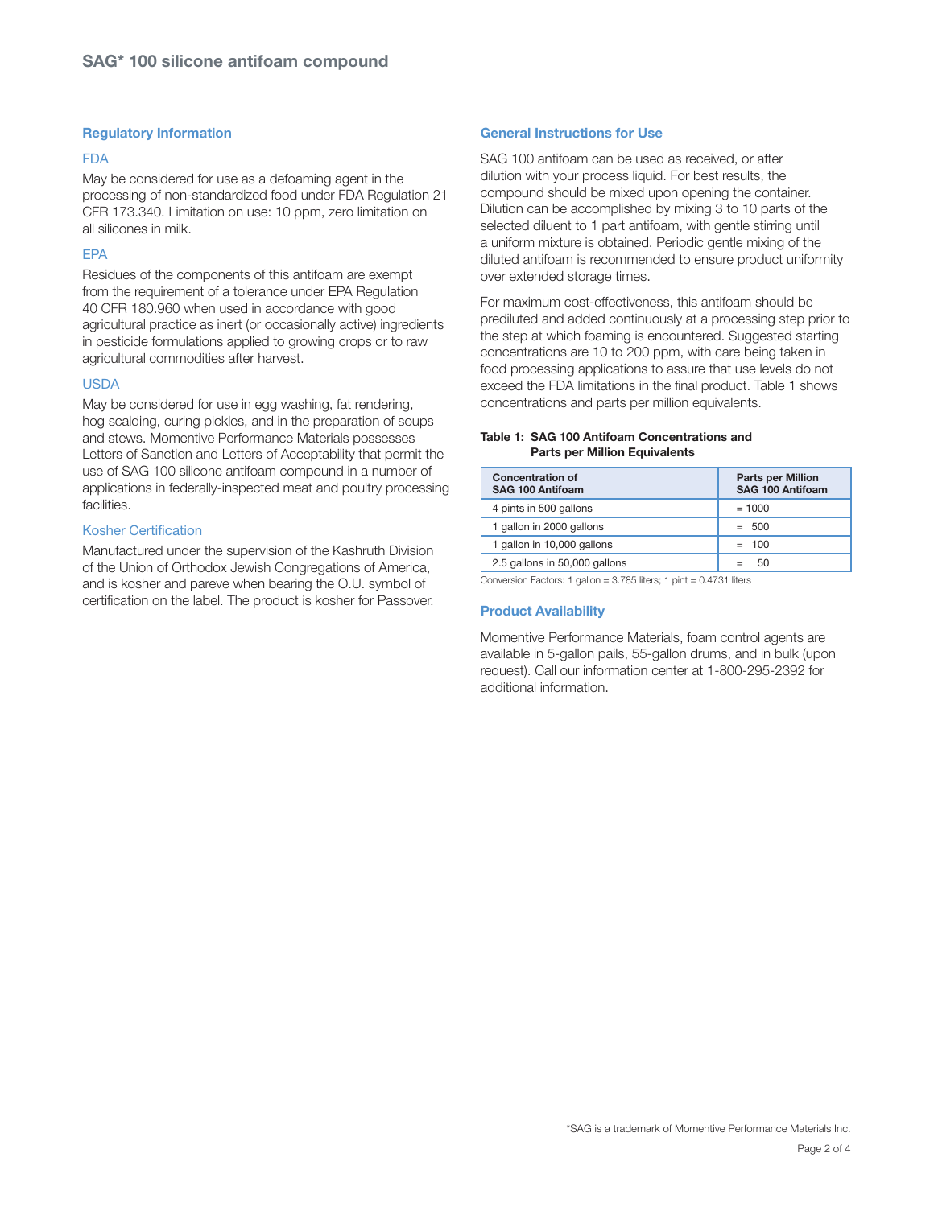## Regulatory Information

### FDA

May be considered for use as a defoaming agent in the processing of non-standardized food under FDA Regulation 21 CFR 173.340. Limitation on use: 10 ppm, zero limitation on all silicones in milk.

### EPA

Residues of the components of this antifoam are exempt from the requirement of a tolerance under EPA Regulation 40 CFR 180.960 when used in accordance with good agricultural practice as inert (or occasionally active) ingredients in pesticide formulations applied to growing crops or to raw agricultural commodities after harvest.

### USDA

May be considered for use in egg washing, fat rendering, hog scalding, curing pickles, and in the preparation of soups and stews. Momentive Performance Materials possesses Letters of Sanction and Letters of Acceptability that permit the use of SAG 100 silicone antifoam compound in a number of applications in federally-inspected meat and poultry processing facilities.

### Kosher Certification

Manufactured under the supervision of the Kashruth Division of the Union of Orthodox Jewish Congregations of America, and is kosher and pareve when bearing the O.U. symbol of certification on the label. The product is kosher for Passover.

## General Instructions for Use

SAG 100 antifoam can be used as received, or after dilution with your process liquid. For best results, the compound should be mixed upon opening the container. Dilution can be accomplished by mixing 3 to 10 parts of the selected diluent to 1 part antifoam, with gentle stirring until a uniform mixture is obtained. Periodic gentle mixing of the diluted antifoam is recommended to ensure product uniformity over extended storage times.

For maximum cost-effectiveness, this antifoam should be prediluted and added continuously at a processing step prior to the step at which foaming is encountered. Suggested starting concentrations are 10 to 200 ppm, with care being taken in food processing applications to assure that use levels do not exceed the FDA limitations in the final product. Table 1 shows concentrations and parts per million equivalents.

**Table 1: SAG 100 Antifoam Concentrations and Parts per Million Equivalents**

| Concentration of SAG 100 Antifoam | Parts per Million SAG 100 Antifoam |
|---|---|
| 4 pints in 500 gallons | = 1000 |
| 1 gallon in 2000 gallons | = 500 |
| 1 gallon in 10,000 gallons | = 100 |
| 2.5 gallons in 50,000 gallons | = 50 |

Conversion Factors: 1 gallon = 3.785 liters; 1 pint = 0.4731 liters

## Product Availability

Momentive Performance Materials, foam control agents are available in 5-gallon pails, 55-gallon drums, and in bulk (upon request). Call our information center at 1-800-295-2392 for additional information.

*SAG is a trademark of Momentive Performance Materials Inc.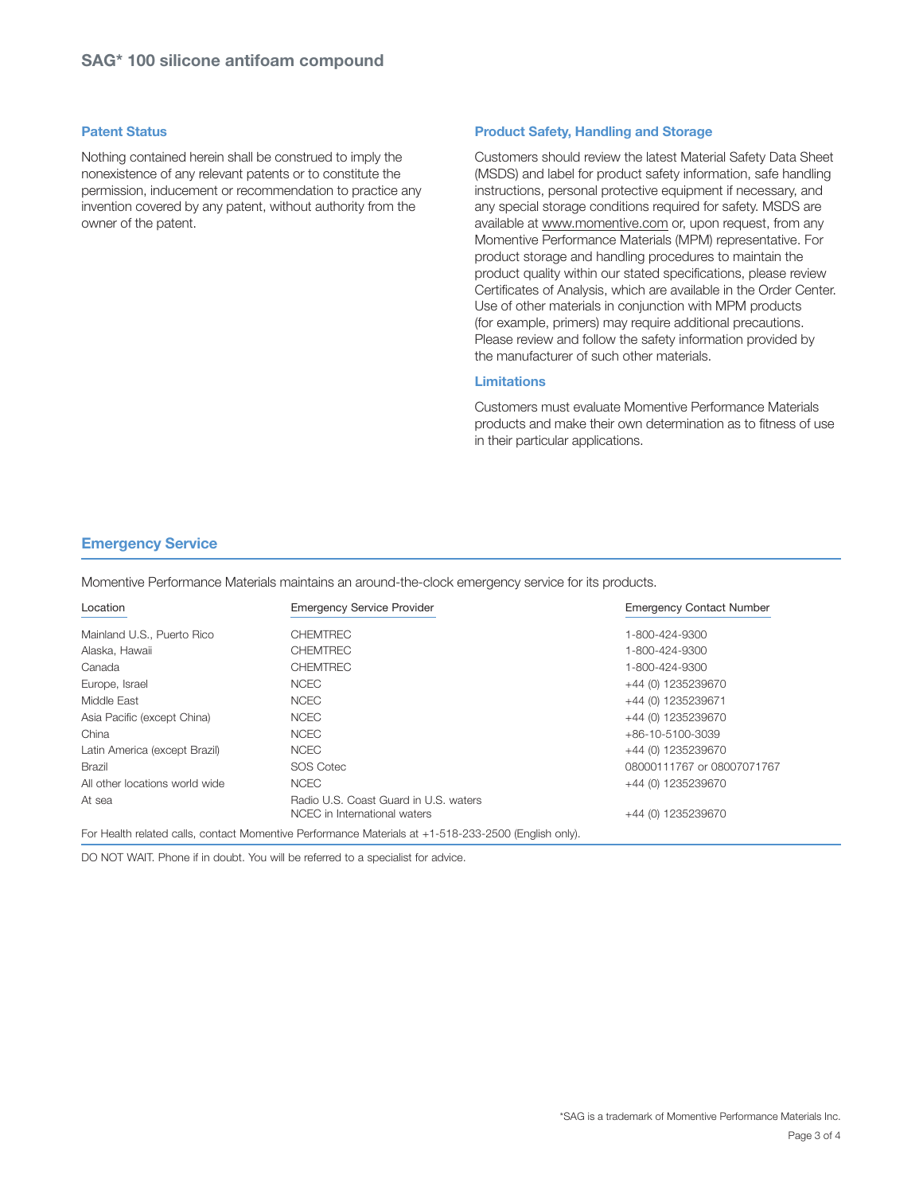## Patent Status

Nothing contained herein shall be construed to imply the nonexistence of any relevant patents or to constitute the permission, inducement or recommendation to practice any invention covered by any patent, without authority from the owner of the patent.

## Product Safety, Handling and Storage

Customers should review the latest Material Safety Data Sheet (MSDS) and label for product safety information, safe handling instructions, personal protective equipment if necessary, and any special storage conditions required for safety. MSDS are available at www.momentive.com or, upon request, from any Momentive Performance Materials (MPM) representative. For product storage and handling procedures to maintain the product quality within our stated specifications, please review Certificates of Analysis, which are available in the Order Center. Use of other materials in conjunction with MPM products (for example, primers) may require additional precautions. Please review and follow the safety information provided by the manufacturer of such other materials.

## Limitations

Customers must evaluate Momentive Performance Materials products and make their own determination as to fitness of use in their particular applications.

## Emergency Service

Momentive Performance Materials maintains an around-the-clock emergency service for its products.

| Location | Emergency Service Provider | Emergency Contact Number |
|---|---|---|
| Mainland U.S., Puerto Rico | CHEMTREC | 1-800-424-9300 |
| Alaska, Hawaii | CHEMTREC | 1-800-424-9300 |
| Canada | CHEMTREC | 1-800-424-9300 |
| Europe, Israel | NCEC | +44 (0) 1235239670 |
| Middle East | NCEC | +44 (0) 1235239671 |
| Asia Pacific (except China) | NCEC | +44 (0) 1235239670 |
| China | NCEC | +86-10-5100-3039 |
| Latin America (except Brazil) | NCEC | +44 (0) 1235239670 |
| Brazil | SOS Cotec | 08000111767 or 08007071767 |
| All other locations world wide | NCEC | +44 (0) 1235239670 |
| At sea | Radio U.S. Coast Guard in U.S. waters<br>NCEC in International waters | +44 (0) 1235239670 |

For Health related calls, contact Momentive Performance Materials at +1-518-233-2500 (English only).

DO NOT WAIT. Phone if in doubt. You will be referred to a specialist for advice.

*SAG is a trademark of Momentive Performance Materials Inc.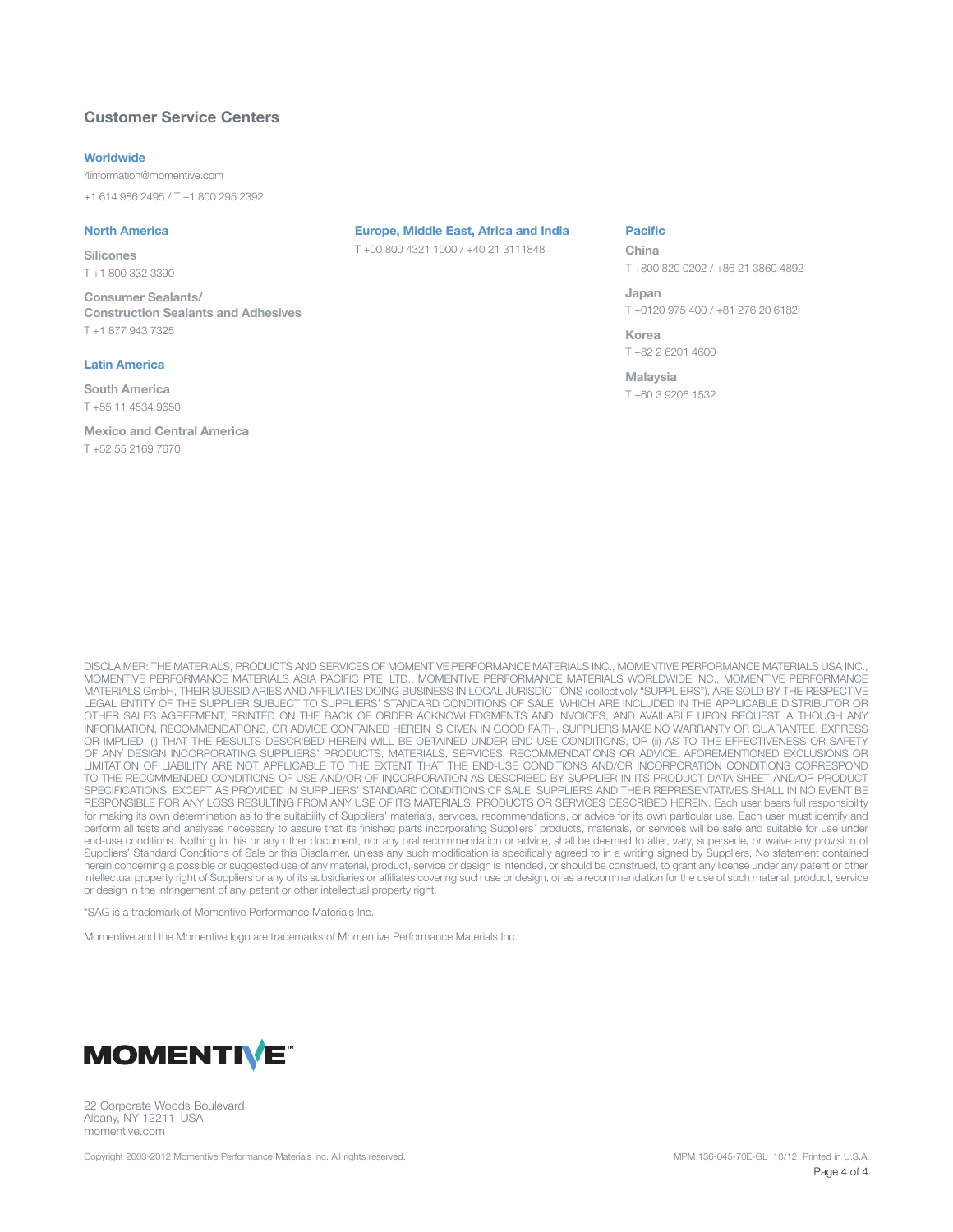## Customer Service Centers

### Worldwide

4information@momentive.com

+1 614 986 2495 / T +1 800 295 2392

### North America

**Silicones**

T +1 800 332 3390

**Consumer Sealants/ Construction Sealants and Adhesives**

T +1 877 943 7325

### Latin America

**South America**

T +55 11 4534 9650

**Mexico and Central America**

T +52 55 2169 7670

### Europe, Middle East, Africa and India

T +00 800 4321 1000 / +40 21 3111848

### Pacific

**China**

T +800 820 0202 / +86 21 3860 4892

**Japan**

T +0120 975 400 / +81 276 20 6182

**Korea**

T +82 2 6201 4600

**Malaysia**

T +60 3 9206 1532

DISCLAIMER: THE MATERIALS, PRODUCTS AND SERVICES OF MOMENTIVE PERFORMANCE MATERIALS INC., MOMENTIVE PERFORMANCE MATERIALS USA INC., MOMENTIVE PERFORMANCE MATERIALS ASIA PACIFIC PTE. LTD., MOMENTIVE PERFORMANCE MATERIALS WORLDWIDE INC., MOMENTIVE PERFORMANCE MATERIALS GmbH, THEIR SUBSIDIARIES AND AFFILIATES DOING BUSINESS IN LOCAL JURISDICTIONS (collectively "SUPPLIERS"), ARE SOLD BY THE RESPECTIVE LEGAL ENTITY OF THE SUPPLIER SUBJECT TO SUPPLIERS' STANDARD CONDITIONS OF SALE, WHICH ARE INCLUDED IN THE APPLICABLE DISTRIBUTOR OR OTHER SALES AGREEMENT, PRINTED ON THE BACK OF ORDER ACKNOWLEDGMENTS AND INVOICES, AND AVAILABLE UPON REQUEST. ALTHOUGH ANY INFORMATION, RECOMMENDATIONS, OR ADVICE CONTAINED HEREIN IS GIVEN IN GOOD FAITH, SUPPLIERS MAKE NO WARRANTY OR GUARANTEE, EXPRESS OR IMPLIED, (i) THAT THE RESULTS DESCRIBED HEREIN WILL BE OBTAINED UNDER END-USE CONDITIONS, OR (ii) AS TO THE EFFECTIVENESS OR SAFETY OF ANY DESIGN INCORPORATING SUPPLIERS' PRODUCTS, MATERIALS, SERVICES, RECOMMENDATIONS OR ADVICE. AFOREMENTIONED EXCLUSIONS OR LIMITATION OF LIABILITY ARE NOT APPLICABLE TO THE EXTENT THAT THE END-USE CONDITIONS AND/OR INCORPORATION CONDITIONS CORRESPOND TO THE RECOMMENDED CONDITIONS OF USE AND/OR OF INCORPORATION AS DESCRIBED BY SUPPLIER IN ITS PRODUCT DATA SHEET AND/OR PRODUCT SPECIFICATIONS. EXCEPT AS PROVIDED IN SUPPLIERS' STANDARD CONDITIONS OF SALE, SUPPLIERS AND THEIR REPRESENTATIVES SHALL IN NO EVENT BE RESPONSIBLE FOR ANY LOSS RESULTING FROM ANY USE OF ITS MATERIALS, PRODUCTS OR SERVICES DESCRIBED HEREIN. Each user bears full responsibility for making its own determination as to the suitability of Suppliers' materials, services, recommendations, or advice for its own particular use. Each user must identify and perform all tests and analyses necessary to assure that its finished parts incorporating Suppliers' products, materials, or services will be safe and suitable for use under end-use conditions. Nothing in this or any other document, nor any oral recommendation or advice, shall be deemed to alter, vary, supersede, or waive any provision of Suppliers' Standard Conditions of Sale or this Disclaimer, unless any such modification is specifically agreed to in a writing signed by Suppliers. No statement contained herein concerning a possible or suggested use of any material, product, service or design is intended, or should be construed, to grant any license under any patent or other intellectual property right of Suppliers or any of its subsidiaries or affiliates covering such use or design, or as a recommendation for the use of such material, product, service or design in the infringement of any patent or other intellectual property right.

*SAG is a trademark of Momentive Performance Materials Inc.

Momentive and the Momentive logo are trademarks of Momentive Performance Materials Inc.

MOMENTIVE™

22 Corporate Woods Boulevard
Albany, NY 12211 USA
momentive.com

Copyright 2003-2012 Momentive Performance Materials Inc. All rights reserved.

MPM 136-045-70E-GL 10/12 Printed in U.S.A.